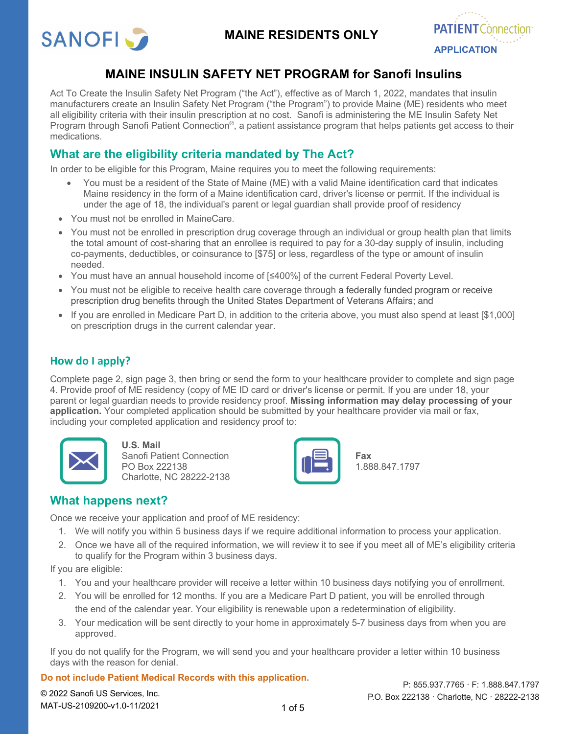SANOFI

**MAINE RESIDENTS ONLY**

PATIENT Connection
APPLICATION

# MAINE INSULIN SAFETY NET PROGRAM for Sanofi Insulins

Act To Create the Insulin Safety Net Program ("the Act"), effective as of March 1, 2022, mandates that insulin manufacturers create an Insulin Safety Net Program ("the Program") to provide Maine (ME) residents who meet all eligibility criteria with their insulin prescription at no cost. Sanofi is administering the ME Insulin Safety Net Program through Sanofi Patient Connection®, a patient assistance program that helps patients get access to their medications.

## What are the eligibility criteria mandated by The Act?

In order to be eligible for this Program, Maine requires you to meet the following requirements:

- You must be a resident of the State of Maine (ME) with a valid Maine identification card that indicates Maine residency in the form of a Maine identification card, driver's license or permit. If the individual is under the age of 18, the individual's parent or legal guardian shall provide proof of residency
- You must not be enrolled in MaineCare.
- You must not be enrolled in prescription drug coverage through an individual or group health plan that limits the total amount of cost-sharing that an enrollee is required to pay for a 30-day supply of insulin, including co-payments, deductibles, or coinsurance to [$75] or less, regardless of the type or amount of insulin needed.
- You must have an annual household income of [≤400%] of the current Federal Poverty Level.
- You must not be eligible to receive health care coverage through a federally funded program or receive prescription drug benefits through the United States Department of Veterans Affairs; and
- If you are enrolled in Medicare Part D, in addition to the criteria above, you must also spend at least [$1,000] on prescription drugs in the current calendar year.

## How do I apply?

Complete page 2, sign page 3, then bring or send the form to your healthcare provider to complete and sign page 4. Provide proof of ME residency (copy of ME ID card or driver's license or permit. If you are under 18, your parent or legal guardian needs to provide residency proof. **Missing information may delay processing of your application.** Your completed application should be submitted by your healthcare provider via mail or fax, including your completed application and residency proof to:

**U.S. Mail**
Sanofi Patient Connection
PO Box 222138
Charlotte, NC 28222-2138

**Fax**
1.888.847.1797

## What happens next?

Once we receive your application and proof of ME residency:

1. We will notify you within 5 business days if we require additional information to process your application.
2. Once we have all of the required information, we will review it to see if you meet all of ME's eligibility criteria to qualify for the Program within 3 business days.

If you are eligible:

1. You and your healthcare provider will receive a letter within 10 business days notifying you of enrollment.
2. You will be enrolled for 12 months. If you are a Medicare Part D patient, you will be enrolled through the end of the calendar year. Your eligibility is renewable upon a redetermination of eligibility.
3. Your medication will be sent directly to your home in approximately 5-7 business days from when you are approved.

If you do not qualify for the Program, we will send you and your healthcare provider a letter within 10 business days with the reason for denial.

**Do not include Patient Medical Records with this application.**

© 2022 Sanofi US Services, Inc.
MAT-US-2109200-v1.0-11/2021

P: 855.937.7765 · F: 1.888.847.1797
P.O. Box 222138 · Charlotte, NC · 28222-2138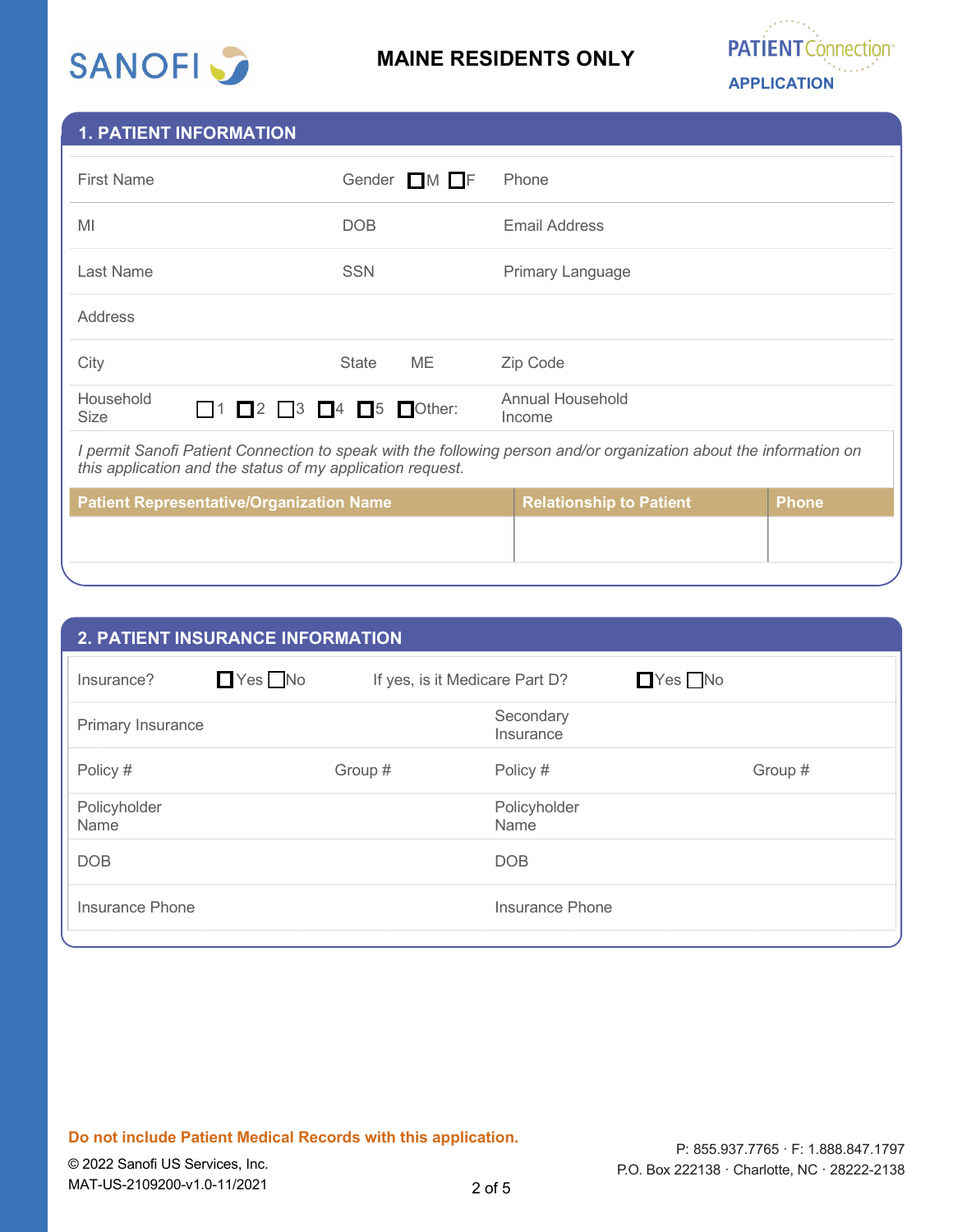SANOFI

**MAINE RESIDENTS ONLY**

PATIENT Connection
**APPLICATION**

## 1. PATIENT INFORMATION

| | | |
|---|---|---|
| First Name | Gender ☐M ☐F | Phone |
| MI | DOB | Email Address |
| Last Name | SSN | Primary Language |
| Address | | |
| City | State ME | Zip Code |
| Household Size ☐1 ☐2 ☐3 ☐4 ☐5 ☐Other: | | Annual Household Income |

*I permit Sanofi Patient Connection to speak with the following person and/or organization about the information on this application and the status of my application request.*

| Patient Representative/Organization Name | Relationship to Patient | Phone |
|---|---|---|
| | | |

## 2. PATIENT INSURANCE INFORMATION

| | | | |
|---|---|---|---|
| Insurance? ☐Yes ☐No | | If yes, is it Medicare Part D? ☐Yes ☐No | |
| Primary Insurance | | Secondary Insurance | |
| Policy # | Group # | Policy # | Group # |
| Policyholder Name | | Policyholder Name | |
| DOB | | DOB | |
| Insurance Phone | | Insurance Phone | |

**Do not include Patient Medical Records with this application.**

© 2022 Sanofi US Services, Inc.
MAT-US-2109200-v1.0-11/2021

P: 855.937.7765 · F: 1.888.847.1797
P.O. Box 222138 · Charlotte, NC · 28222-2138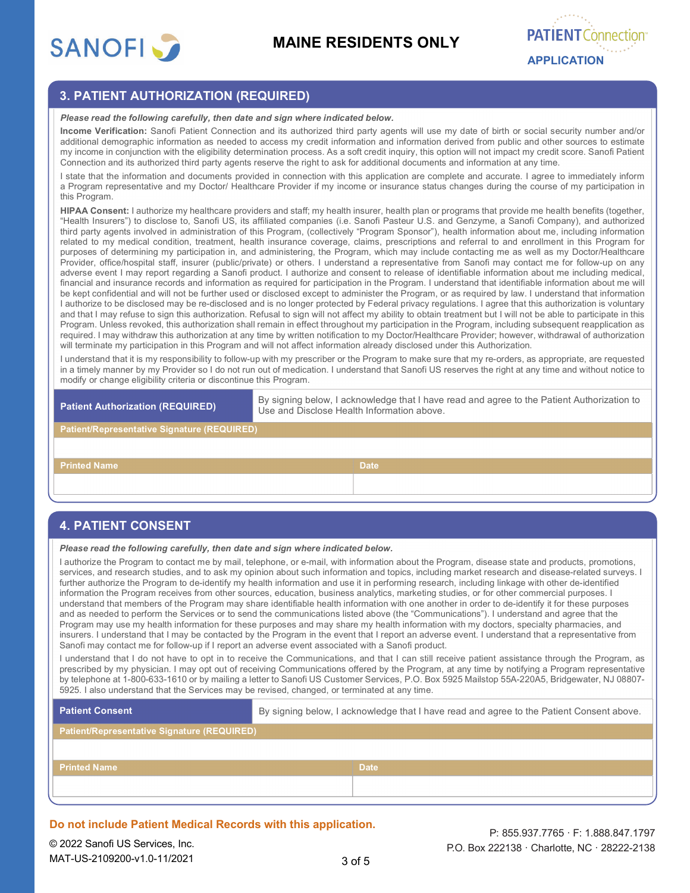**MAINE RESIDENTS ONLY**

PATIENT Connection APPLICATION

## 3. PATIENT AUTHORIZATION (REQUIRED)

***Please read the following carefully, then date and sign where indicated below.***

**Income Verification:** Sanofi Patient Connection and its authorized third party agents will use my date of birth or social security number and/or additional demographic information as needed to access my credit information and information derived from public and other sources to estimate my income in conjunction with the eligibility determination process. As a soft credit inquiry, this option will not impact my credit score. Sanofi Patient Connection and its authorized third party agents reserve the right to ask for additional documents and information at any time.

I state that the information and documents provided in connection with this application are complete and accurate. I agree to immediately inform a Program representative and my Doctor/ Healthcare Provider if my income or insurance status changes during the course of my participation in this Program.

**HIPAA Consent:** I authorize my healthcare providers and staff; my health insurer, health plan or programs that provide me health benefits (together, "Health Insurers") to disclose to, Sanofi US, its affiliated companies (i.e. Sanofi Pasteur U.S. and Genzyme, a Sanofi Company), and authorized third party agents involved in administration of this Program, (collectively "Program Sponsor"), health information about me, including information related to my medical condition, treatment, health insurance coverage, claims, prescriptions and referral to and enrollment in this Program for purposes of determining my participation in, and administering, the Program, which may include contacting me as well as my Doctor/Healthcare Provider, office/hospital staff, insurer (public/private) or others. I understand a representative from Sanofi may contact me for follow-up on any adverse event I may report regarding a Sanofi product. I authorize and consent to release of identifiable information about me including medical, financial and insurance records and information as required for participation in the Program. I understand that identifiable information about me will be kept confidential and will not be further used or disclosed except to administer the Program, or as required by law. I understand that information I authorize to be disclosed may be re-disclosed and is no longer protected by Federal privacy regulations. I agree that this authorization is voluntary and that I may refuse to sign this authorization. Refusal to sign will not affect my ability to obtain treatment but I will not be able to participate in this Program. Unless revoked, this authorization shall remain in effect throughout my participation in the Program, including subsequent reapplication as required. I may withdraw this authorization at any time by written notification to my Doctor/Healthcare Provider; however, withdrawal of authorization will terminate my participation in this Program and will not affect information already disclosed under this Authorization.

I understand that it is my responsibility to follow-up with my prescriber or the Program to make sure that my re-orders, as appropriate, are requested in a timely manner by my Provider so I do not run out of medication. I understand that Sanofi US reserves the right at any time and without notice to modify or change eligibility criteria or discontinue this Program.

| **Patient Authorization (REQUIRED)** | By signing below, I acknowledge that I have read and agree to the Patient Authorization to Use and Disclose Health Information above. |
|---|---|
| **Patient/Representative Signature (REQUIRED)** | |
| | |
| **Printed Name** | **Date** |
| | |

## 4. PATIENT CONSENT

***Please read the following carefully, then date and sign where indicated below.***

I authorize the Program to contact me by mail, telephone, or e-mail, with information about the Program, disease state and products, promotions, services, and research studies, and to ask my opinion about such information and topics, including market research and disease-related surveys. I further authorize the Program to de-identify my health information and use it in performing research, including linkage with other de-identified information the Program receives from other sources, education, business analytics, marketing studies, or for other commercial purposes. I understand that members of the Program may share identifiable health information with one another in order to de-identify it for these purposes and as needed to perform the Services or to send the communications listed above (the "Communications"). I understand and agree that the Program may use my health information for these purposes and may share my health information with my doctors, specialty pharmacies, and insurers. I understand that I may be contacted by the Program in the event that I report an adverse event. I understand that a representative from Sanofi may contact me for follow-up if I report an adverse event associated with a Sanofi product.

I understand that I do not have to opt in to receive the Communications, and that I can still receive patient assistance through the Program, as prescribed by my physician. I may opt out of receiving Communications offered by the Program, at any time by notifying a Program representative by telephone at 1-800-633-1610 or by mailing a letter to Sanofi US Customer Services, P.O. Box 5925 Mailstop 55A-220A5, Bridgewater, NJ 08807-5925. I also understand that the Services may be revised, changed, or terminated at any time.

| **Patient Consent** | By signing below, I acknowledge that I have read and agree to the Patient Consent above. |
|---|---|
| **Patient/Representative Signature (REQUIRED)** | |
| | |
| **Printed Name** | **Date** |
| | |

**Do not include Patient Medical Records with this application.**

P: 855.937.7765 · F: 1.888.847.1797
P.O. Box 222138 · Charlotte, NC · 28222-2138

© 2022 Sanofi US Services, Inc.
MAT-US-2109200-v1.0-11/2021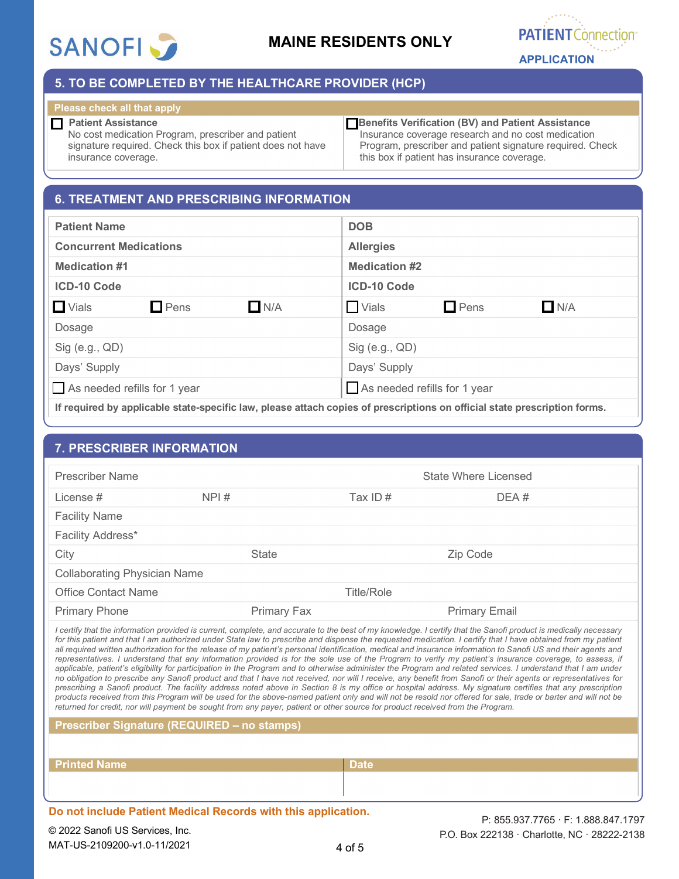MAINE RESIDENTS ONLY

PATIENT Connection APPLICATION

## 5. TO BE COMPLETED BY THE HEALTHCARE PROVIDER (HCP)

**Please check all that apply**

| | |
|---|---|
| ☐ **Patient Assistance** No cost medication Program, prescriber and patient signature required. Check this box if patient does not have insurance coverage. | ☐ **Benefits Verification (BV) and Patient Assistance** Insurance coverage research and no cost medication Program, prescriber and patient signature required. Check this box if patient has insurance coverage. |

## 6. TREATMENT AND PRESCRIBING INFORMATION

| | |
|---|---|
| **Patient Name** | **DOB** |
| **Concurrent Medications** | **Allergies** |
| **Medication #1** | **Medication #2** |
| **ICD-10 Code** | **ICD-10 Code** |
| ☐ Vials ☐ Pens ☐ N/A | ☐ Vials ☐ Pens ☐ N/A |
| Dosage | Dosage |
| Sig (e.g., QD) | Sig (e.g., QD) |
| Days' Supply | Days' Supply |
| ☐ As needed refills for 1 year | ☐ As needed refills for 1 year |

**If required by applicable state-specific law, please attach copies of prescriptions on official state prescription forms.**

## 7. PRESCRIBER INFORMATION

| | | | |
|---|---|---|---|
| Prescriber Name | | | State Where Licensed |
| License # | NPI # | Tax ID # | DEA # |
| Facility Name | | | |
| Facility Address* | | | |
| City | State | | Zip Code |
| Collaborating Physician Name | | | |
| Office Contact Name | | Title/Role | |
| Primary Phone | Primary Fax | | Primary Email |

*I certify that the information provided is current, complete, and accurate to the best of my knowledge. I certify that the Sanofi product is medically necessary for this patient and that I am authorized under State law to prescribe and dispense the requested medication. I certify that I have obtained from my patient all required written authorization for the release of my patient's personal identification, medical and insurance information to Sanofi US and their agents and representatives. I understand that any information provided is for the sole use of the Program to verify my patient's insurance coverage, to assess, if applicable, patient's eligibility for participation in the Program and to otherwise administer the Program and related services. I understand that I am under no obligation to prescribe any Sanofi product and that I have not received, nor will I receive, any benefit from Sanofi or their agents or representatives for prescribing a Sanofi product. The facility address noted above in Section 8 is my office or hospital address. My signature certifies that any prescription products received from this Program will be used for the above-named patient only and will not be resold nor offered for sale, trade or barter and will not be returned for credit, nor will payment be sought from any payer, patient or other source for product received from the Program.*

**Prescriber Signature (REQUIRED – no stamps)**

| **Printed Name** | **Date** |
|---|---|
| | |

**Do not include Patient Medical Records with this application.**

© 2022 Sanofi US Services, Inc.
MAT-US-2109200-v1.0-11/2021

P: 855.937.7765 · F: 1.888.847.1797
P.O. Box 222138 · Charlotte, NC · 28222-2138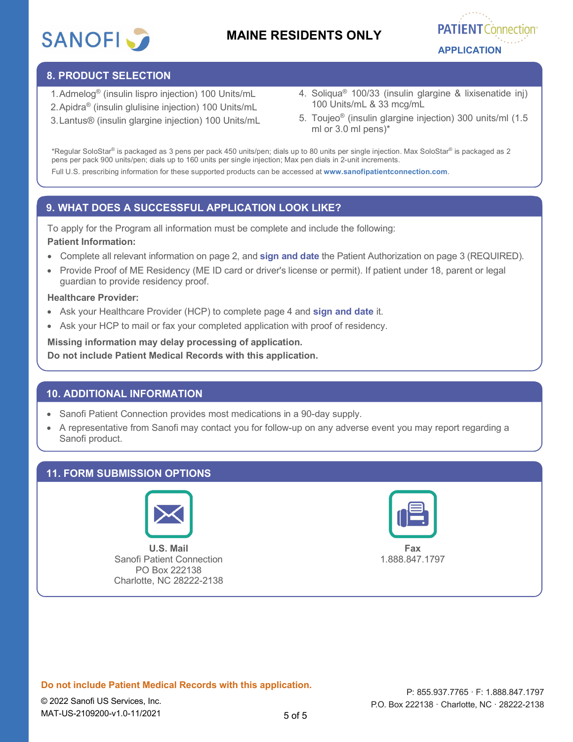SANOFI

**MAINE RESIDENTS ONLY**

PATIENT Connection
APPLICATION

## 8. PRODUCT SELECTION

1. Admelog® (insulin lispro injection) 100 Units/mL
2. Apidra® (insulin glulisine injection) 100 Units/mL
3. Lantus® (insulin glargine injection) 100 Units/mL
4. Soliqua® 100/33 (insulin glargine & lixisenatide inj) 100 Units/mL & 33 mcg/mL
5. Toujeo® (insulin glargine injection) 300 units/ml (1.5 ml or 3.0 ml pens)*

*Regular SoloStar® is packaged as 3 pens per pack 450 units/pen; dials up to 80 units per single injection. Max SoloStar® is packaged as 2 pens per pack 900 units/pen; dials up to 160 units per single injection; Max pen dials in 2-unit increments.

Full U.S. prescribing information for these supported products can be accessed at **www.sanofipatientconnection.com**.

## 9. WHAT DOES A SUCCESSFUL APPLICATION LOOK LIKE?

To apply for the Program all information must be complete and include the following:

**Patient Information:**

- Complete all relevant information on page 2, and **sign and date** the Patient Authorization on page 3 (REQUIRED).
- Provide Proof of ME Residency (ME ID card or driver's license or permit). If patient under 18, parent or legal guardian to provide residency proof.

**Healthcare Provider:**

- Ask your Healthcare Provider (HCP) to complete page 4 and **sign and date** it.
- Ask your HCP to mail or fax your completed application with proof of residency.

**Missing information may delay processing of application.**
**Do not include Patient Medical Records with this application.**

## 10. ADDITIONAL INFORMATION

- Sanofi Patient Connection provides most medications in a 90-day supply.
- A representative from Sanofi may contact you for follow-up on any adverse event you may report regarding a Sanofi product.

## 11. FORM SUBMISSION OPTIONS

**U.S. Mail**
Sanofi Patient Connection
PO Box 222138
Charlotte, NC 28222-2138

**Fax**
1.888.847.1797

**Do not include Patient Medical Records with this application.**

© 2022 Sanofi US Services, Inc.
MAT-US-2109200-v1.0-11/2021

P: 855.937.7765 · F: 1.888.847.1797
P.O. Box 222138 · Charlotte, NC · 28222-2138